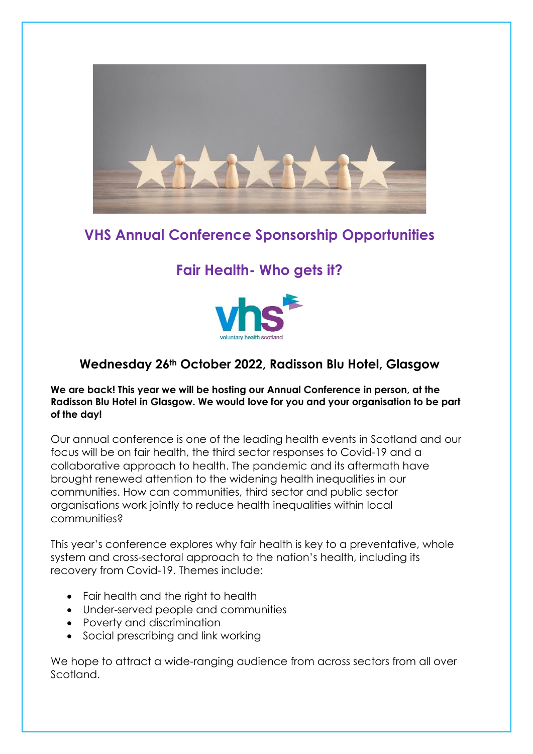## VHS Annual Conference Sponsorship Opportunities

## Fair Health- Who gets it?

### Wednesday 26th October 2022, Radisson Blu Hotel, Glasgow

**We are back! This year we will be hosting our Annual Conference in person, at the Radisson Blu Hotel in Glasgow. We would love for you and your organisation to be part of the day!**

Our annual conference is one of the leading health events in Scotland and our focus will be on fair health, the third sector responses to Covid-19 and a collaborative approach to health. The pandemic and its aftermath have brought renewed attention to the widening health inequalities in our communities. How can communities, third sector and public sector organisations work jointly to reduce health inequalities within local communities?

This year's conference explores why fair health is key to a preventative, whole system and cross-sectoral approach to the nation's health, including its recovery from Covid-19. Themes include:

- Fair health and the right to health
- Under-served people and communities
- Poverty and discrimination
- Social prescribing and link working

We hope to attract a wide-ranging audience from across sectors from all over Scotland.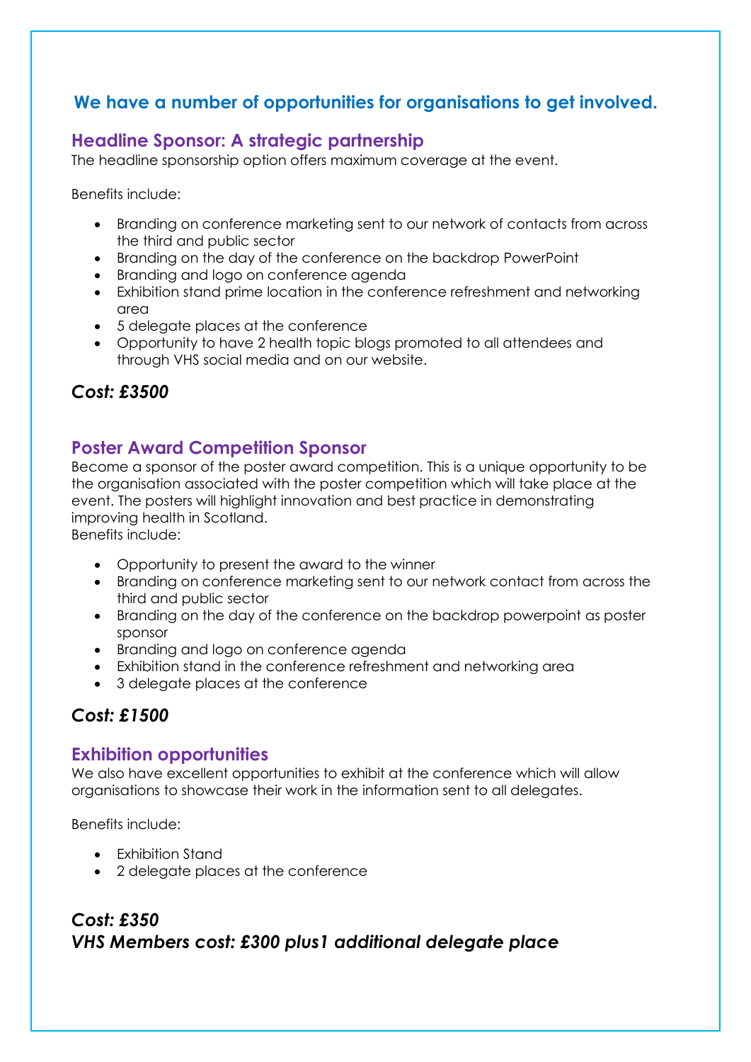## We have a number of opportunities for organisations to get involved.

### Headline Sponsor: A strategic partnership

The headline sponsorship option offers maximum coverage at the event.

Benefits include:

- Branding on conference marketing sent to our network of contacts from across the third and public sector
- Branding on the day of the conference on the backdrop PowerPoint
- Branding and logo on conference agenda
- Exhibition stand prime location in the conference refreshment and networking area
- 5 delegate places at the conference
- Opportunity to have 2 health topic blogs promoted to all attendees and through VHS social media and on our website.

***Cost: £3500***

### Poster Award Competition Sponsor

Become a sponsor of the poster award competition. This is a unique opportunity to be the organisation associated with the poster competition which will take place at the event. The posters will highlight innovation and best practice in demonstrating improving health in Scotland.
Benefits include:

- Opportunity to present the award to the winner
- Branding on conference marketing sent to our network contact from across the third and public sector
- Branding on the day of the conference on the backdrop powerpoint as poster sponsor
- Branding and logo on conference agenda
- Exhibition stand in the conference refreshment and networking area
- 3 delegate places at the conference

***Cost: £1500***

### Exhibition opportunities

We also have excellent opportunities to exhibit at the conference which will allow organisations to showcase their work in the information sent to all delegates.

Benefits include:

- Exhibition Stand
- 2 delegate places at the conference

***Cost: £350***
***VHS Members cost: £300 plus1 additional delegate place***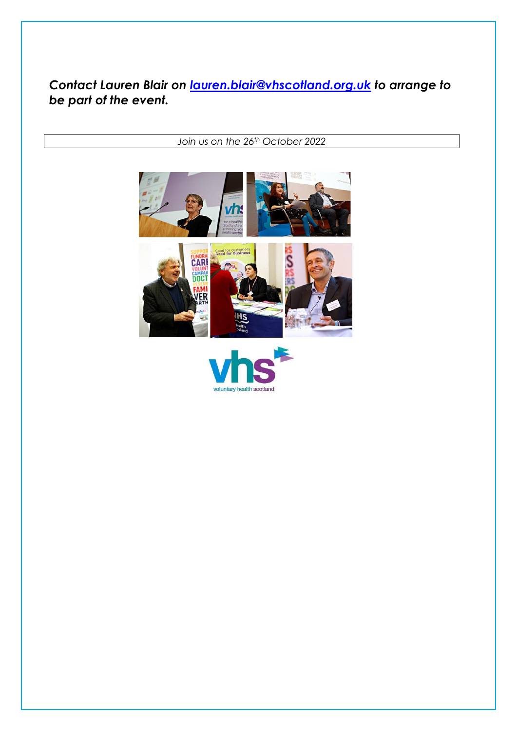***Contact Lauren Blair on [lauren.blair@vhscotland.org.uk](mailto:lauren.blair@vhscotland.org.uk) to arrange to be part of the event.***

| |
|---|
| *Join us on the 26th October 2022* |